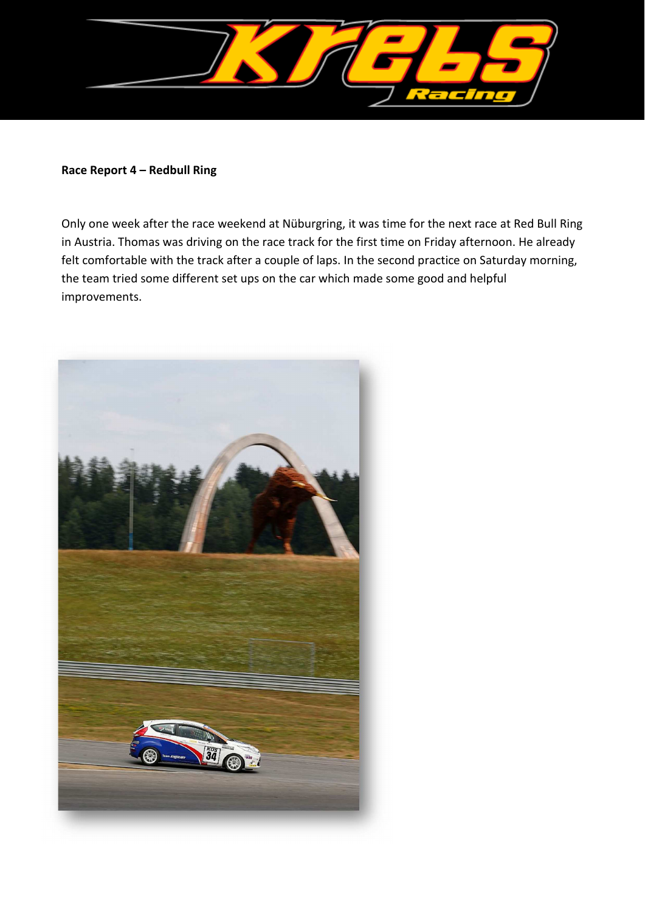**Race Report 4 – Redbull Ring**

Only one week after the race weekend at Nüburgring, it was time for the next race at Red Bull Ring in Austria. Thomas was driving on the race track for the first time on Friday afternoon. He already felt comfortable with the track after a couple of laps. In the second practice on Saturday morning, the team tried some different set ups on the car which made some good and helpful improvements.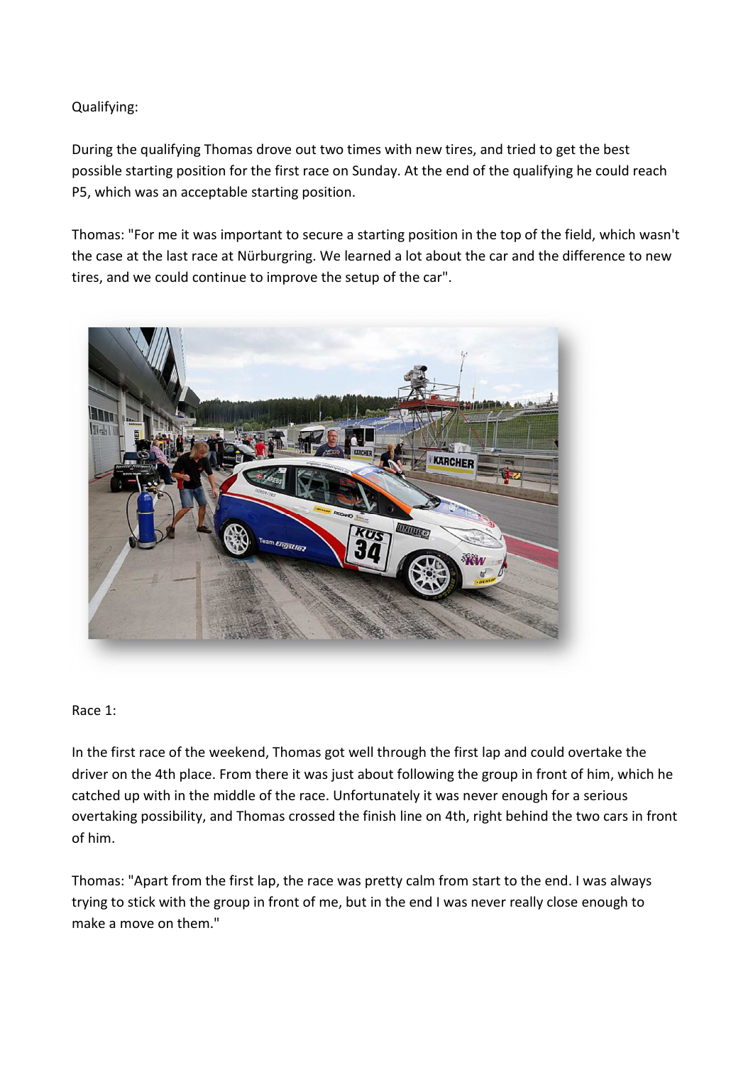Qualifying:

During the qualifying Thomas drove out two times with new tires, and tried to get the best possible starting position for the first race on Sunday. At the end of the qualifying he could reach P5, which was an acceptable starting position.

Thomas: "For me it was important to secure a starting position in the top of the field, which wasn't the case at the last race at Nürburgring. We learned a lot about the car and the difference to new tires, and we could continue to improve the setup of the car".

Race 1:

In the first race of the weekend, Thomas got well through the first lap and could overtake the driver on the 4th place. From there it was just about following the group in front of him, which he catched up with in the middle of the race. Unfortunately it was never enough for a serious overtaking possibility, and Thomas crossed the finish line on 4th, right behind the two cars in front of him.

Thomas: "Apart from the first lap, the race was pretty calm from start to the end. I was always trying to stick with the group in front of me, but in the end I was never really close enough to make a move on them."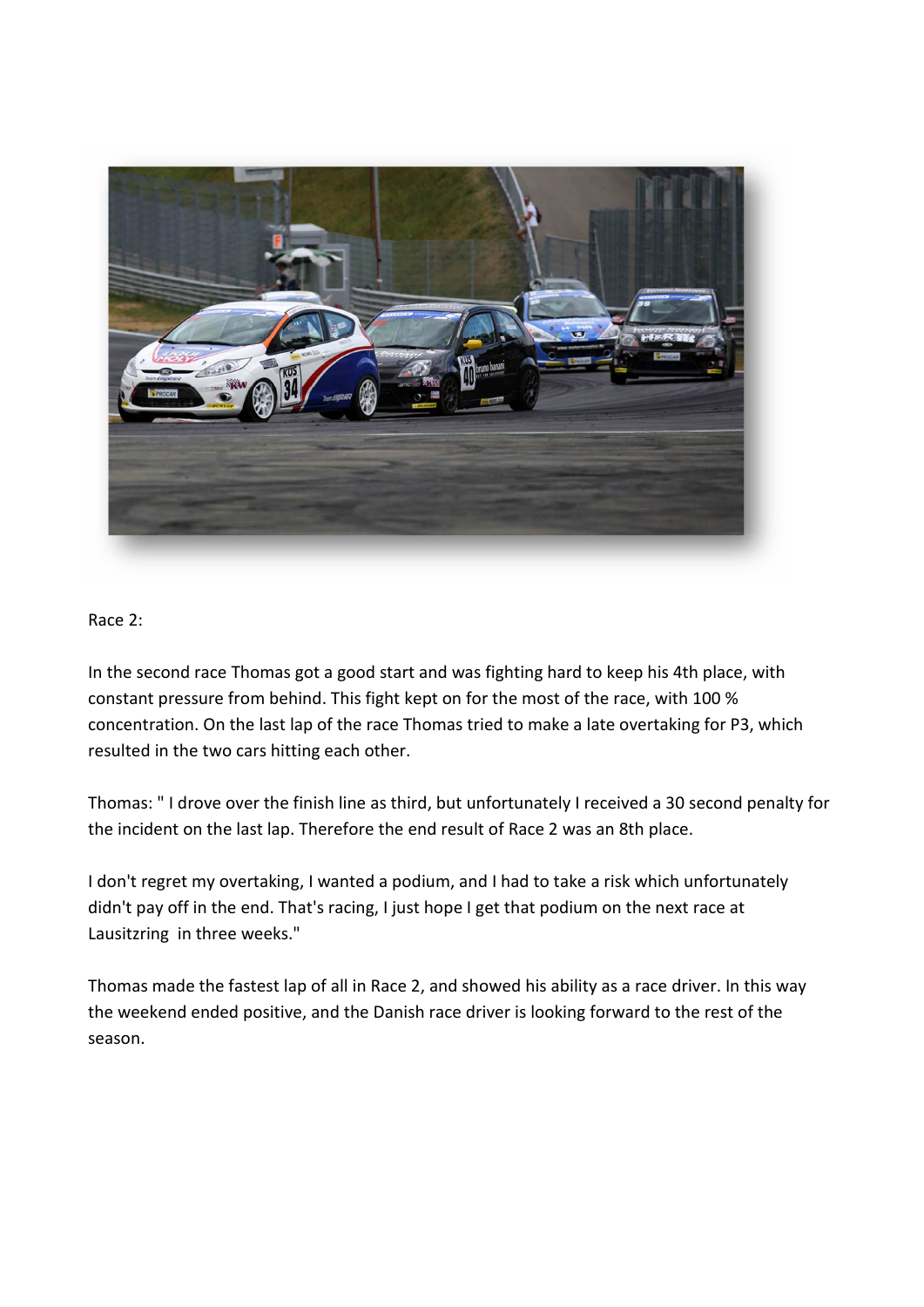Race 2:

In the second race Thomas got a good start and was fighting hard to keep his 4th place, with constant pressure from behind. This fight kept on for the most of the race, with 100 % concentration. On the last lap of the race Thomas tried to make a late overtaking for P3, which resulted in the two cars hitting each other.

Thomas: " I drove over the finish line as third, but unfortunately I received a 30 second penalty for the incident on the last lap. Therefore the end result of Race 2 was an 8th place.

I don't regret my overtaking, I wanted a podium, and I had to take a risk which unfortunately didn't pay off in the end. That's racing, I just hope I get that podium on the next race at Lausitzring in three weeks."

Thomas made the fastest lap of all in Race 2, and showed his ability as a race driver. In this way the weekend ended positive, and the Danish race driver is looking forward to the rest of the season.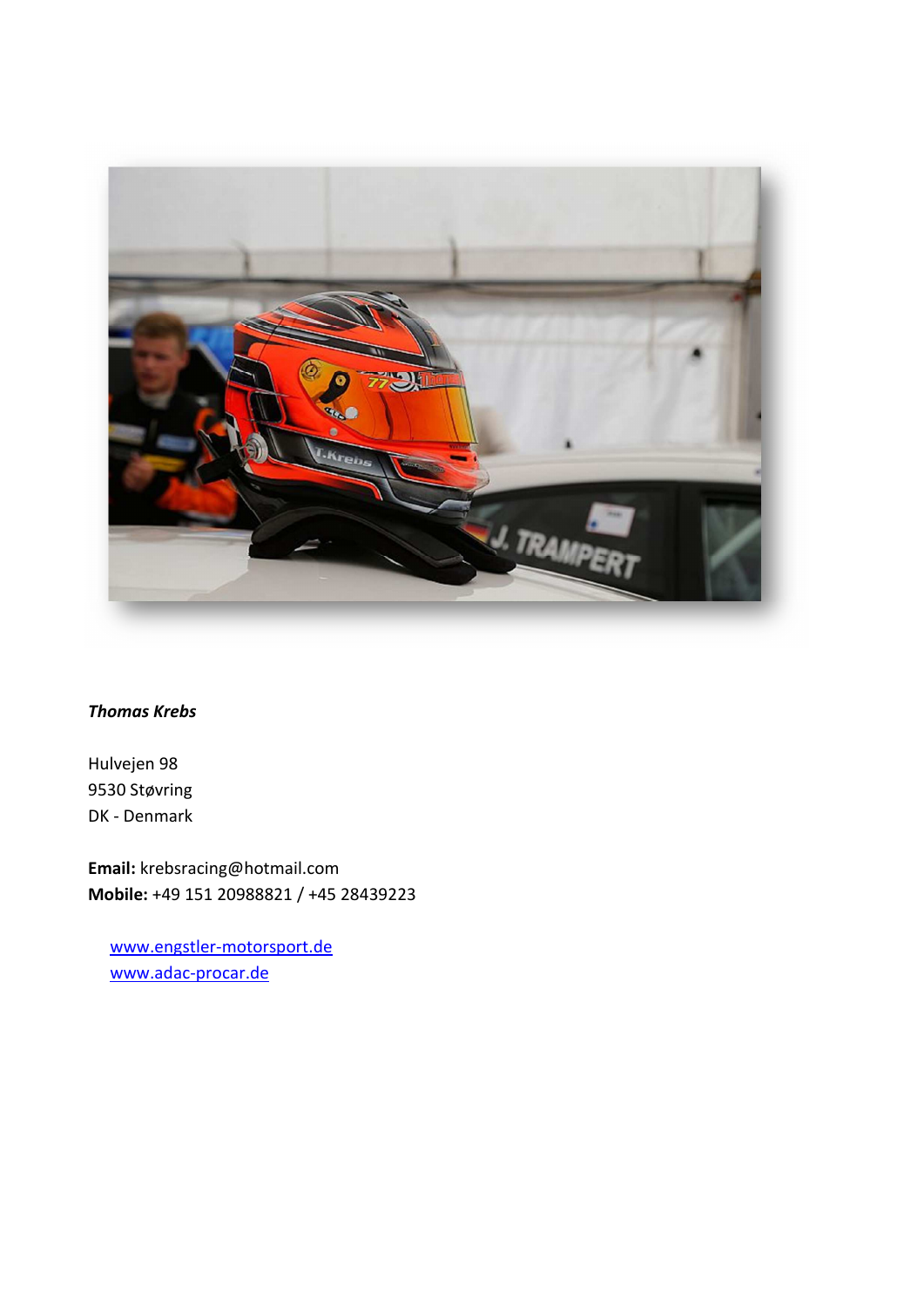***Thomas Krebs***

Hulvejen 98
9530 Støvring
DK - Denmark

**Email:** krebsracing@hotmail.com
**Mobile:** +49 151 20988821 / +45 28439223

[www.engstler-motorsport.de](http://www.engstler-motorsport.de)
[www.adac-procar.de](http://www.adac-procar.de)